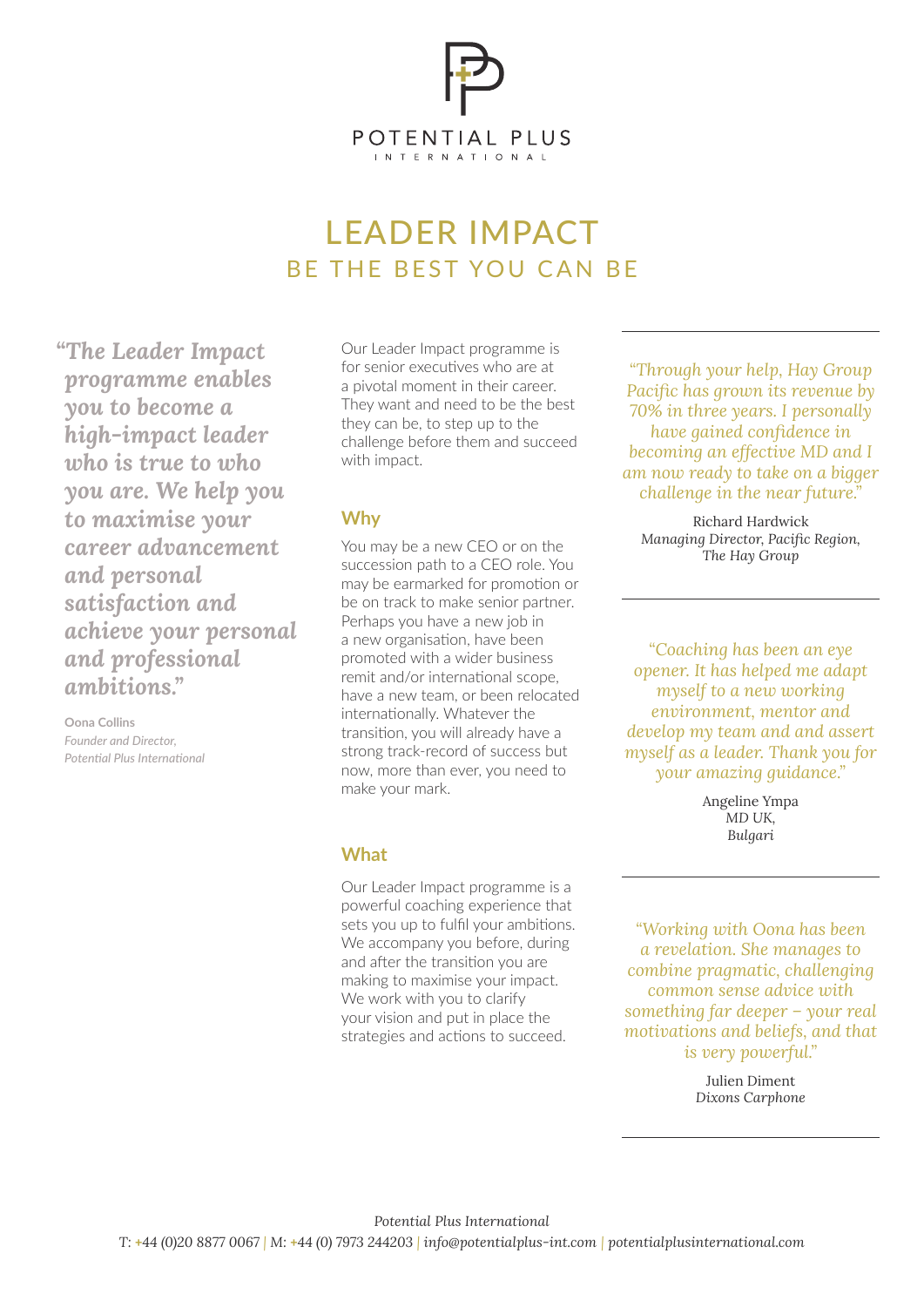POTENTIAL PLUS
INTERNATIONAL

# LEADER IMPACT

## BE THE BEST YOU CAN BE

***"The Leader Impact programme enables you to become a high-impact leader who is true to who you are. We help you to maximise your career advancement and personal satisfaction and achieve your personal and professional ambitions."***

**Oona Collins**
*Founder and Director, Potential Plus International*

Our Leader Impact programme is for senior executives who are at a pivotal moment in their career. They want and need to be the best they can be, to step up to the challenge before them and succeed with impact.

### Why

You may be a new CEO or on the succession path to a CEO role. You may be earmarked for promotion or be on track to make senior partner. Perhaps you have a new job in a new organisation, have been promoted with a wider business remit and/or international scope, have a new team, or been relocated internationally. Whatever the transition, you will already have a strong track-record of success but now, more than ever, you need to make your mark.

### What

Our Leader Impact programme is a powerful coaching experience that sets you up to fulfil your ambitions. We accompany you before, during and after the transition you are making to maximise your impact. We work with you to clarify your vision and put in place the strategies and actions to succeed.

---

*"Through your help, Hay Group Pacific has grown its revenue by 70% in three years. I personally have gained confidence in becoming an effective MD and I am now ready to take on a bigger challenge in the near future."*

Richard Hardwick
*Managing Director, Pacific Region, The Hay Group*

---

*"Coaching has been an eye opener. It has helped me adapt myself to a new working environment, mentor and develop my team and and assert myself as a leader. Thank you for your amazing guidance."*

Angeline Ympa
*MD UK, Bulgari*

---

*"Working with Oona has been a revelation. She manages to combine pragmatic, challenging common sense advice with something far deeper – your real motivations and beliefs, and that is very powerful."*

Julien Diment
*Dixons Carphone*

---

*Potential Plus International*
T: +44 (0)20 8877 0067 | M: +44 (0) 7973 244203 | *info@potentialplus-int.com* | *potentialplusinternational.com*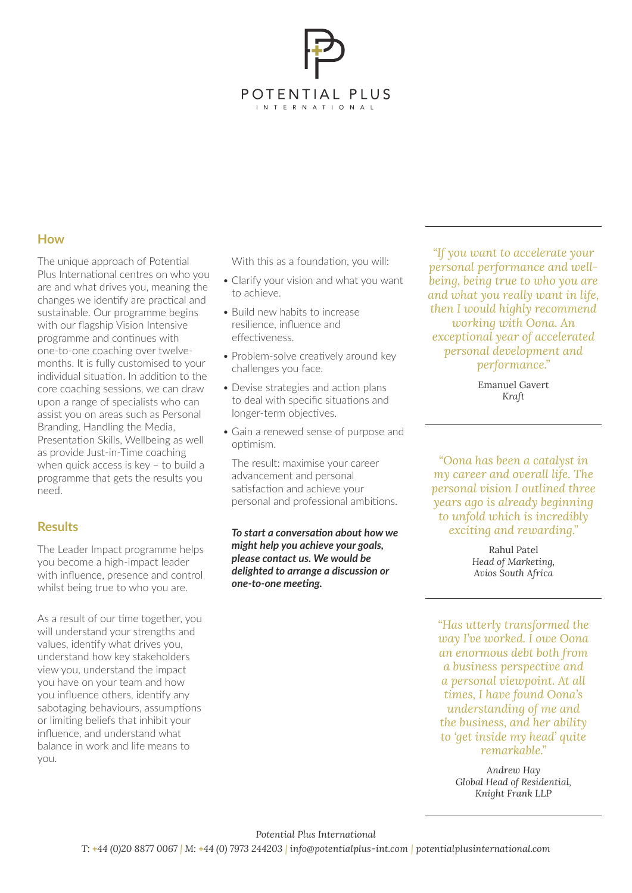POTENTIAL PLUS

INTERNATIONAL

## How

The unique approach of Potential Plus International centres on who you are and what drives you, meaning the changes we identify are practical and sustainable. Our programme begins with our flagship Vision Intensive programme and continues with one-to-one coaching over twelve-months. It is fully customised to your individual situation. In addition to the core coaching sessions, we can draw upon a range of specialists who can assist you on areas such as Personal Branding, Handling the Media, Presentation Skills, Wellbeing as well as provide Just-in-Time coaching when quick access is key – to build a programme that gets the results you need.

## Results

The Leader Impact programme helps you become a high-impact leader with influence, presence and control whilst being true to who you are.

As a result of our time together, you will understand your strengths and values, identify what drives you, understand how key stakeholders view you, understand the impact you have on your team and how you influence others, identify any sabotaging behaviours, assumptions or limiting beliefs that inhibit your influence, and understand what balance in work and life means to you.

With this as a foundation, you will:

- Clarify your vision and what you want to achieve.
- Build new habits to increase resilience, influence and effectiveness.
- Problem-solve creatively around key challenges you face.
- Devise strategies and action plans to deal with specific situations and longer-term objectives.
- Gain a renewed sense of purpose and optimism.

The result: maximise your career advancement and personal satisfaction and achieve your personal and professional ambitions.

***To start a conversation about how we might help you achieve your goals, please contact us. We would be delighted to arrange a discussion or one-to-one meeting.***

*"If you want to accelerate your personal performance and well-being, being true to who you are and what you really want in life, then I would highly recommend working with Oona. An exceptional year of accelerated personal development and performance."*

Emanuel Gavert
*Kraft*

*"Oona has been a catalyst in my career and overall life. The personal vision I outlined three years ago is already beginning to unfold which is incredibly exciting and rewarding."*

Rahul Patel
*Head of Marketing, Avios South Africa*

*"Has utterly transformed the way I've worked. I owe Oona an enormous debt both from a business perspective and a personal viewpoint. At all times, I have found Oona's understanding of me and the business, and her ability to 'get inside my head' quite remarkable."*

*Andrew Hay*
*Global Head of Residential, Knight Frank LLP*

*Potential Plus International*
T: +44 (0)20 8877 0067 | M: +44 (0) 7973 244203 | *info@potentialplus-int.com* | *potentialplusinternational.com*